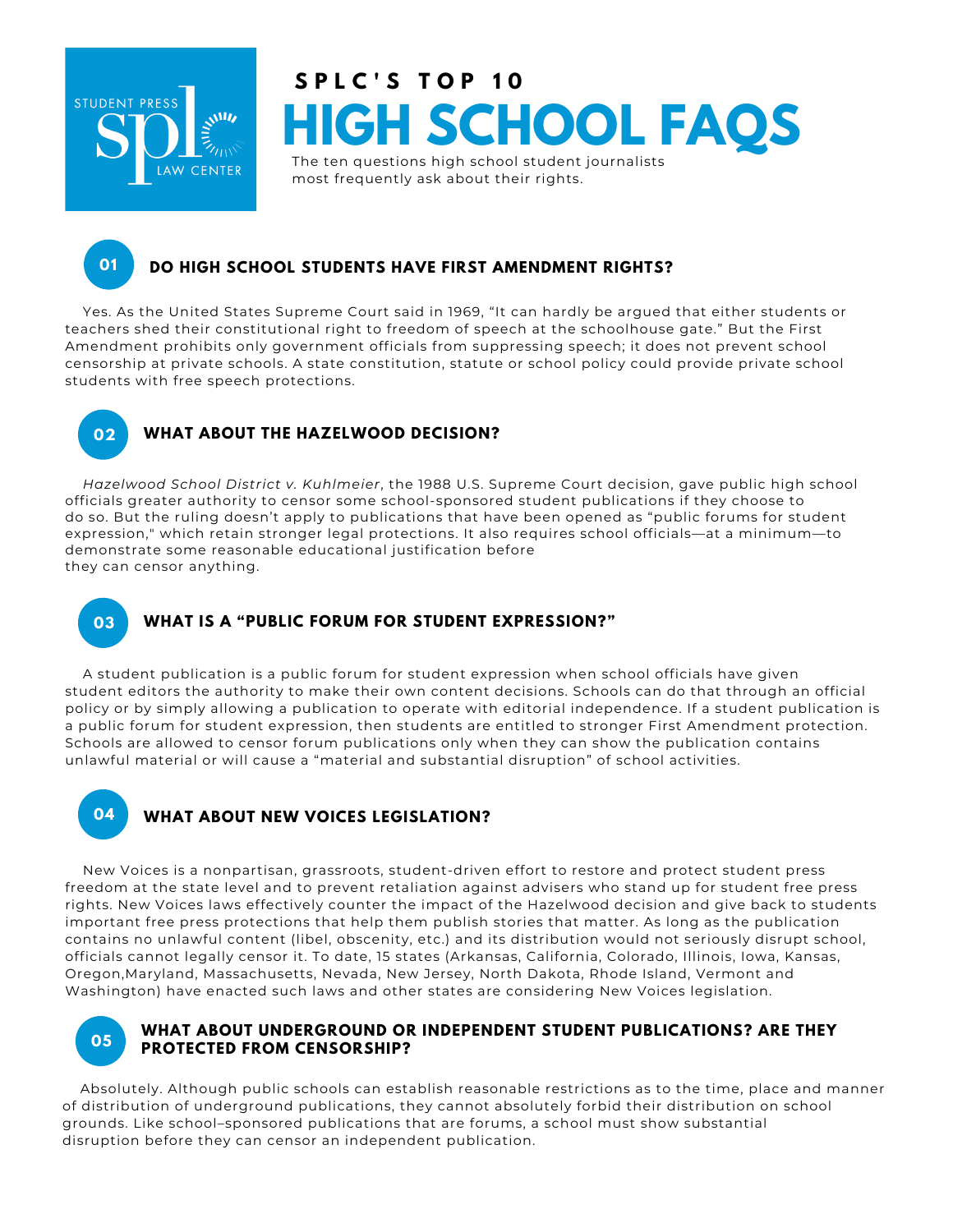STUDENT PRESS LAW CENTER

# SPLC'S TOP 10 HIGH SCHOOL FAQS

The ten questions high school student journalists most frequently ask about their rights.

## 01 DO HIGH SCHOOL STUDENTS HAVE FIRST AMENDMENT RIGHTS?

Yes. As the United States Supreme Court said in 1969, "It can hardly be argued that either students or teachers shed their constitutional right to freedom of speech at the schoolhouse gate." But the First Amendment prohibits only government officials from suppressing speech; it does not prevent school censorship at private schools. A state constitution, statute or school policy could provide private school students with free speech protections.

## 02 WHAT ABOUT THE HAZELWOOD DECISION?

*Hazelwood School District v. Kuhlmeier*, the 1988 U.S. Supreme Court decision, gave public high school officials greater authority to censor some school-sponsored student publications if they choose to do so. But the ruling doesn't apply to publications that have been opened as "public forums for student expression," which retain stronger legal protections. It also requires school officials—at a minimum—to demonstrate some reasonable educational justification before they can censor anything.

## 03 WHAT IS A "PUBLIC FORUM FOR STUDENT EXPRESSION?"

A student publication is a public forum for student expression when school officials have given student editors the authority to make their own content decisions. Schools can do that through an official policy or by simply allowing a publication to operate with editorial independence. If a student publication is a public forum for student expression, then students are entitled to stronger First Amendment protection. Schools are allowed to censor forum publications only when they can show the publication contains unlawful material or will cause a "material and substantial disruption" of school activities.

## 04 WHAT ABOUT NEW VOICES LEGISLATION?

New Voices is a nonpartisan, grassroots, student-driven effort to restore and protect student press freedom at the state level and to prevent retaliation against advisers who stand up for student free press rights. New Voices laws effectively counter the impact of the Hazelwood decision and give back to students important free press protections that help them publish stories that matter. As long as the publication contains no unlawful content (libel, obscenity, etc.) and its distribution would not seriously disrupt school, officials cannot legally censor it. To date, 15 states (Arkansas, California, Colorado, Illinois, Iowa, Kansas, Oregon,Maryland, Massachusetts, Nevada, New Jersey, North Dakota, Rhode Island, Vermont and Washington) have enacted such laws and other states are considering New Voices legislation.

## 05 WHAT ABOUT UNDERGROUND OR INDEPENDENT STUDENT PUBLICATIONS? ARE THEY PROTECTED FROM CENSORSHIP?

Absolutely. Although public schools can establish reasonable restrictions as to the time, place and manner of distribution of underground publications, they cannot absolutely forbid their distribution on school grounds. Like school–sponsored publications that are forums, a school must show substantial disruption before they can censor an independent publication.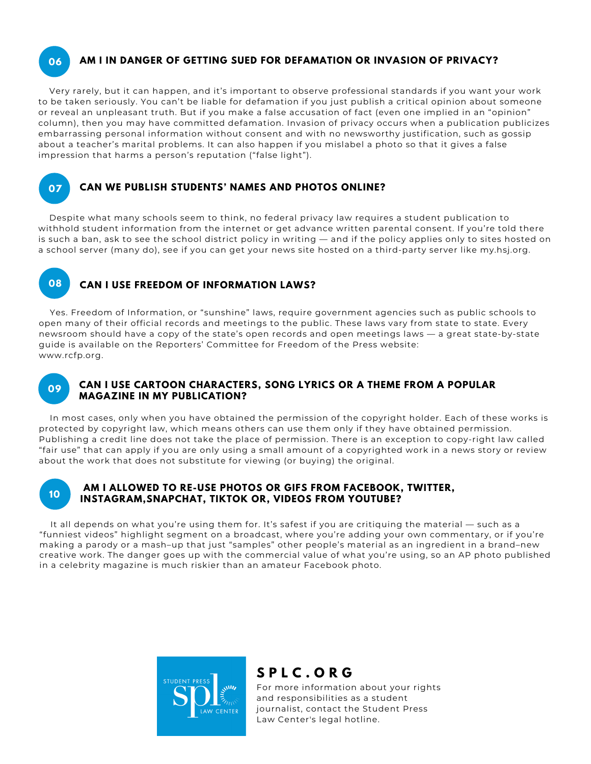## 06 AM I IN DANGER OF GETTING SUED FOR DEFAMATION OR INVASION OF PRIVACY?

Very rarely, but it can happen, and it's important to observe professional standards if you want your work to be taken seriously. You can't be liable for defamation if you just publish a critical opinion about someone or reveal an unpleasant truth. But if you make a false accusation of fact (even one implied in an "opinion" column), then you may have committed defamation. Invasion of privacy occurs when a publication publicizes embarrassing personal information without consent and with no newsworthy justification, such as gossip about a teacher's marital problems. It can also happen if you mislabel a photo so that it gives a false impression that harms a person's reputation ("false light").

## 07 CAN WE PUBLISH STUDENTS' NAMES AND PHOTOS ONLINE?

Despite what many schools seem to think, no federal privacy law requires a student publication to withhold student information from the internet or get advance written parental consent. If you're told there is such a ban, ask to see the school district policy in writing — and if the policy applies only to sites hosted on a school server (many do), see if you can get your news site hosted on a third-party server like my.hsj.org.

## 08 CAN I USE FREEDOM OF INFORMATION LAWS?

Yes. Freedom of Information, or "sunshine" laws, require government agencies such as public schools to open many of their official records and meetings to the public. These laws vary from state to state. Every newsroom should have a copy of the state's open records and open meetings laws — a great state-by-state guide is available on the Reporters' Committee for Freedom of the Press website: www.rcfp.org.

## 09 CAN I USE CARTOON CHARACTERS, SONG LYRICS OR A THEME FROM A POPULAR MAGAZINE IN MY PUBLICATION?

In most cases, only when you have obtained the permission of the copyright holder. Each of these works is protected by copyright law, which means others can use them only if they have obtained permission. Publishing a credit line does not take the place of permission. There is an exception to copy-right law called "fair use" that can apply if you are only using a small amount of a copyrighted work in a news story or review about the work that does not substitute for viewing (or buying) the original.

## 10 AM I ALLOWED TO RE-USE PHOTOS OR GIFS FROM FACEBOOK, TWITTER, INSTAGRAM,SNAPCHAT, TIKTOK OR, VIDEOS FROM YOUTUBE?

It all depends on what you're using them for. It's safest if you are critiquing the material — such as a "funniest videos" highlight segment on a broadcast, where you're adding your own commentary, or if you're making a parody or a mash–up that just "samples" other people's material as an ingredient in a brand–new creative work. The danger goes up with the commercial value of what you're using, so an AP photo published in a celebrity magazine is much riskier than an amateur Facebook photo.

STUDENT PRESS SPLC LAW CENTER

**SPLC.ORG**

For more information about your rights and responsibilities as a student journalist, contact the Student Press Law Center's legal hotline.